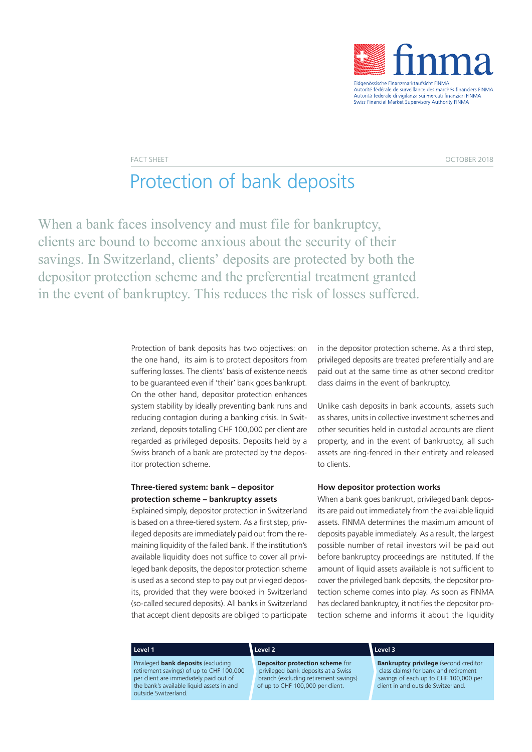finma

Eidgenössische Finanzmarktaufsicht FINMA
Autorité fédérale de surveillance des marchés financiers FINMA
Autorità federale di vigilanza sui mercati finanziari FINMA
Swiss Financial Market Supervisory Authority FINMA

FACT SHEET

OCTOBER 2018

# Protection of bank deposits

When a bank faces insolvency and must file for bankruptcy, clients are bound to become anxious about the security of their savings. In Switzerland, clients' deposits are protected by both the depositor protection scheme and the preferential treatment granted in the event of bankruptcy. This reduces the risk of losses suffered.

Protection of bank deposits has two objectives: on the one hand, its aim is to protect depositors from suffering losses. The clients' basis of existence needs to be guaranteed even if 'their' bank goes bankrupt. On the other hand, depositor protection enhances system stability by ideally preventing bank runs and reducing contagion during a banking crisis. In Switzerland, deposits totalling CHF 100,000 per client are regarded as privileged deposits. Deposits held by a Swiss branch of a bank are protected by the depositor protection scheme.

### Three-tiered system: bank – depositor protection scheme – bankruptcy assets

Explained simply, depositor protection in Switzerland is based on a three-tiered system. As a first step, privileged deposits are immediately paid out from the remaining liquidity of the failed bank. If the institution's available liquidity does not suffice to cover all privileged bank deposits, the depositor protection scheme is used as a second step to pay out privileged deposits, provided that they were booked in Switzerland (so-called secured deposits). All banks in Switzerland that accept client deposits are obliged to participate in the depositor protection scheme. As a third step, privileged deposits are treated preferentially and are paid out at the same time as other second creditor class claims in the event of bankruptcy.

Unlike cash deposits in bank accounts, assets such as shares, units in collective investment schemes and other securities held in custodial accounts are client property, and in the event of bankruptcy, all such assets are ring-fenced in their entirety and released to clients.

### How depositor protection works

When a bank goes bankrupt, privileged bank deposits are paid out immediately from the available liquid assets. FINMA determines the maximum amount of deposits payable immediately. As a result, the largest possible number of retail investors will be paid out before bankruptcy proceedings are instituted. If the amount of liquid assets available is not sufficient to cover the privileged bank deposits, the depositor protection scheme comes into play. As soon as FINMA has declared bankruptcy, it notifies the depositor protection scheme and informs it about the liquidity

| Level 1 | Level 2 | Level 3 |
|---|---|---|
| Privileged **bank deposits** (excluding retirement savings) of up to CHF 100,000 per client are immediately paid out of the bank's available liquid assets in and outside Switzerland. | **Depositor protection scheme** for privileged bank deposits at a Swiss branch (excluding retirement savings) of up to CHF 100,000 per client. | **Bankruptcy privilege** (second creditor class claims) for bank and retirement savings of each up to CHF 100,000 per client in and outside Switzerland. |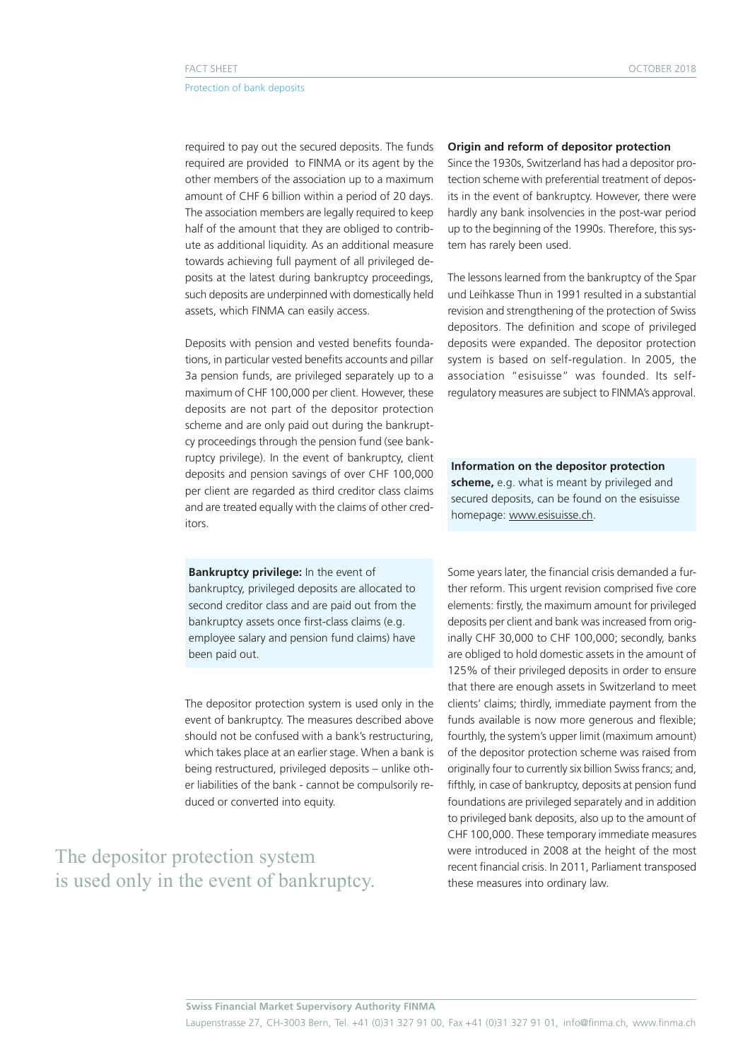required to pay out the secured deposits. The funds required are provided to FINMA or its agent by the other members of the association up to a maximum amount of CHF 6 billion within a period of 20 days. The association members are legally required to keep half of the amount that they are obliged to contribute as additional liquidity. As an additional measure towards achieving full payment of all privileged deposits at the latest during bankruptcy proceedings, such deposits are underpinned with domestically held assets, which FINMA can easily access.

Deposits with pension and vested benefits foundations, in particular vested benefits accounts and pillar 3a pension funds, are privileged separately up to a maximum of CHF 100,000 per client. However, these deposits are not part of the depositor protection scheme and are only paid out during the bankruptcy proceedings through the pension fund (see bankruptcy privilege). In the event of bankruptcy, client deposits and pension savings of over CHF 100,000 per client are regarded as third creditor class claims and are treated equally with the claims of other creditors.

**Bankruptcy privilege:** In the event of bankruptcy, privileged deposits are allocated to second creditor class and are paid out from the bankruptcy assets once first-class claims (e.g. employee salary and pension fund claims) have been paid out.

The depositor protection system is used only in the event of bankruptcy. The measures described above should not be confused with a bank's restructuring, which takes place at an earlier stage. When a bank is being restructured, privileged deposits – unlike other liabilities of the bank - cannot be compulsorily reduced or converted into equity.

The depositor protection system is used only in the event of bankruptcy.

**Origin and reform of depositor protection**

Since the 1930s, Switzerland has had a depositor protection scheme with preferential treatment of deposits in the event of bankruptcy. However, there were hardly any bank insolvencies in the post-war period up to the beginning of the 1990s. Therefore, this system has rarely been used.

The lessons learned from the bankruptcy of the Spar und Leihkasse Thun in 1991 resulted in a substantial revision and strengthening of the protection of Swiss depositors. The definition and scope of privileged deposits were expanded. The depositor protection system is based on self-regulation. In 2005, the association "esisuisse" was founded. Its self-regulatory measures are subject to FINMA's approval.

**Information on the depositor protection scheme,** e.g. what is meant by privileged and secured deposits, can be found on the esisuisse homepage: www.esisuisse.ch.

Some years later, the financial crisis demanded a further reform. This urgent revision comprised five core elements: firstly, the maximum amount for privileged deposits per client and bank was increased from originally CHF 30,000 to CHF 100,000; secondly, banks are obliged to hold domestic assets in the amount of 125% of their privileged deposits in order to ensure that there are enough assets in Switzerland to meet clients' claims; thirdly, immediate payment from the funds available is now more generous and flexible; fourthly, the system's upper limit (maximum amount) of the depositor protection scheme was raised from originally four to currently six billion Swiss francs; and, fifthly, in case of bankruptcy, deposits at pension fund foundations are privileged separately and in addition to privileged bank deposits, also up to the amount of CHF 100,000. These temporary immediate measures were introduced in 2008 at the height of the most recent financial crisis. In 2011, Parliament transposed these measures into ordinary law.